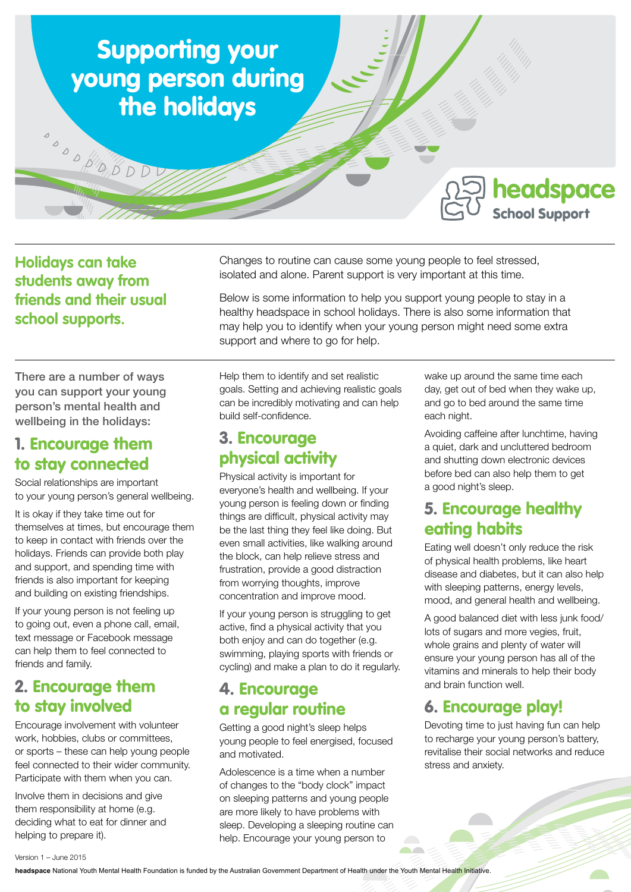# Supporting your young person during the holidays

headspace School Support

**Holidays can take students away from friends and their usual school supports.**

Changes to routine can cause some young people to feel stressed, isolated and alone. Parent support is very important at this time.

Below is some information to help you support young people to stay in a healthy headspace in school holidays. There is also some information that may help you to identify when your young person might need some extra support and where to go for help.

There are a number of ways you can support your young person's mental health and wellbeing in the holidays:

## 1. Encourage them to stay connected

Social relationships are important to your young person's general wellbeing.

It is okay if they take time out for themselves at times, but encourage them to keep in contact with friends over the holidays. Friends can provide both play and support, and spending time with friends is also important for keeping and building on existing friendships.

If your young person is not feeling up to going out, even a phone call, email, text message or Facebook message can help them to feel connected to friends and family.

## 2. Encourage them to stay involved

Encourage involvement with volunteer work, hobbies, clubs or committees, or sports – these can help young people feel connected to their wider community. Participate with them when you can.

Involve them in decisions and give them responsibility at home (e.g. deciding what to eat for dinner and helping to prepare it).

Help them to identify and set realistic goals. Setting and achieving realistic goals can be incredibly motivating and can help build self-confidence.

## 3. Encourage physical activity

Physical activity is important for everyone's health and wellbeing. If your young person is feeling down or finding things are difficult, physical activity may be the last thing they feel like doing. But even small activities, like walking around the block, can help relieve stress and frustration, provide a good distraction from worrying thoughts, improve concentration and improve mood.

If your young person is struggling to get active, find a physical activity that you both enjoy and can do together (e.g. swimming, playing sports with friends or cycling) and make a plan to do it regularly.

## 4. Encourage a regular routine

Getting a good night's sleep helps young people to feel energised, focused and motivated.

Adolescence is a time when a number of changes to the "body clock" impact on sleeping patterns and young people are more likely to have problems with sleep. Developing a sleeping routine can help. Encourage your young person to wake up around the same time each day, get out of bed when they wake up, and go to bed around the same time each night.

Avoiding caffeine after lunchtime, having a quiet, dark and uncluttered bedroom and shutting down electronic devices before bed can also help them to get a good night's sleep.

## 5. Encourage healthy eating habits

Eating well doesn't only reduce the risk of physical health problems, like heart disease and diabetes, but it can also help with sleeping patterns, energy levels, mood, and general health and wellbeing.

A good balanced diet with less junk food/ lots of sugars and more vegies, fruit, whole grains and plenty of water will ensure your young person has all of the vitamins and minerals to help their body and brain function well.

## 6. Encourage play!

Devoting time to just having fun can help to recharge your young person's battery, revitalise their social networks and reduce stress and anxiety.

Version 1 – June 2015

**headspace** National Youth Mental Health Foundation is funded by the Australian Government Department of Health under the Youth Mental Health Initiative.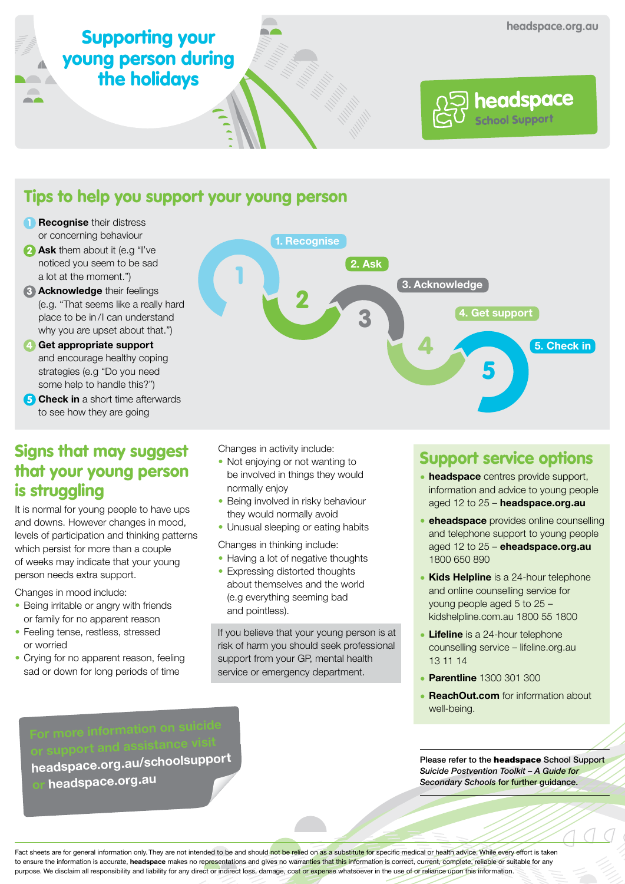headspace.org.au

# Supporting your young person during the holidays

headspace School Support

## Tips to help you support your young person

1. **Recognise** their distress or concerning behaviour
2. **Ask** them about it (e.g "I've noticed you seem to be sad a lot at the moment.")
3. **Acknowledge** their feelings (e.g. "That seems like a really hard place to be in/I can understand why you are upset about that.")
4. **Get appropriate support** and encourage healthy coping strategies (e.g "Do you need some help to handle this?")
5. **Check in** a short time afterwards to see how they are going

1. Recognise
2. Ask
3. Acknowledge
4. Get support
5. Check in

## Signs that may suggest that your young person is struggling

It is normal for young people to have ups and downs. However changes in mood, levels of participation and thinking patterns which persist for more than a couple of weeks may indicate that your young person needs extra support.

Changes in mood include:

- Being irritable or angry with friends or family for no apparent reason
- Feeling tense, restless, stressed or worried
- Crying for no apparent reason, feeling sad or down for long periods of time

Changes in activity include:

- Not enjoying or not wanting to be involved in things they would normally enjoy
- Being involved in risky behaviour they would normally avoid
- Unusual sleeping or eating habits

Changes in thinking include:

- Having a lot of negative thoughts
- Expressing distorted thoughts about themselves and the world (e.g everything seeming bad and pointless).

If you believe that your young person is at risk of harm you should seek professional support from your GP, mental health service or emergency department.

## Support service options

- **headspace** centres provide support, information and advice to young people aged 12 to 25 – **headspace.org.au**
- **eheadspace** provides online counselling and telephone support to young people aged 12 to 25 – **eheadspace.org.au** 1800 650 890
- **Kids Helpline** is a 24-hour telephone and online counselling service for young people aged 5 to 25 – kidshelpline.com.au 1800 55 1800
- **Lifeline** is a 24-hour telephone counselling service – lifeline.org.au 13 11 14
- **Parentline** 1300 301 300
- **ReachOut.com** for information about well-being.

For more information on suicide or support and assistance visit **headspace.org.au/schoolsupport** or **headspace.org.au**

Please refer to the **headspace** School Support *Suicide Postvention Toolkit – A Guide for Secondary Schools* for further guidance.

Fact sheets are for general information only. They are not intended to be and should not be relied on as a substitute for specific medical or health advice. While every effort is taken to ensure the information is accurate, **headspace** makes no representations and gives no warranties that this information is correct, current, complete, reliable or suitable for any purpose. We disclaim all responsibility and liability for any direct or indirect loss, damage, cost or expense whatsoever in the use of or reliance upon this information.